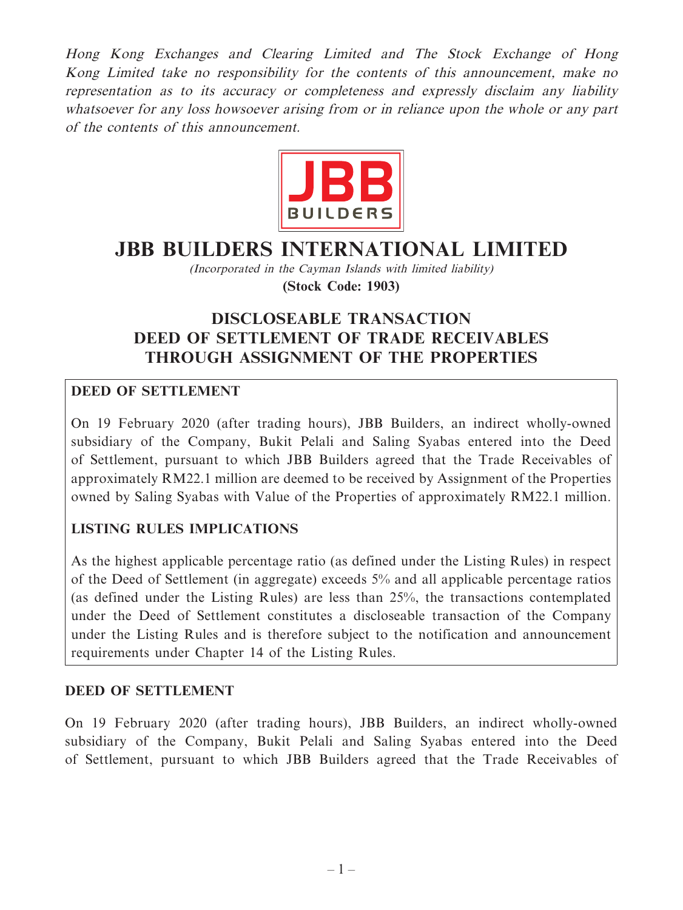*Hong Kong Exchanges and Clearing Limited and The Stock Exchange of Hong Kong Limited take no responsibility for the contents of this announcement, make no representation as to its accuracy or completeness and expressly disclaim any liability whatsoever for any loss howsoever arising from or in reliance upon the whole or any part of the contents of this announcement.*

JBB BUILDERS

# JBB BUILDERS INTERNATIONAL LIMITED

*(Incorporated in the Cayman Islands with limited liability)*

**(Stock Code: 1903)**

## DISCLOSEABLE TRANSACTION
## DEED OF SETTLEMENT OF TRADE RECEIVABLES
## THROUGH ASSIGNMENT OF THE PROPERTIES

**DEED OF SETTLEMENT**

On 19 February 2020 (after trading hours), JBB Builders, an indirect wholly-owned subsidiary of the Company, Bukit Pelali and Saling Syabas entered into the Deed of Settlement, pursuant to which JBB Builders agreed that the Trade Receivables of approximately RM22.1 million are deemed to be received by Assignment of the Properties owned by Saling Syabas with Value of the Properties of approximately RM22.1 million.

**LISTING RULES IMPLICATIONS**

As the highest applicable percentage ratio (as defined under the Listing Rules) in respect of the Deed of Settlement (in aggregate) exceeds 5% and all applicable percentage ratios (as defined under the Listing Rules) are less than 25%, the transactions contemplated under the Deed of Settlement constitutes a discloseable transaction of the Company under the Listing Rules and is therefore subject to the notification and announcement requirements under Chapter 14 of the Listing Rules.

**DEED OF SETTLEMENT**

On 19 February 2020 (after trading hours), JBB Builders, an indirect wholly-owned subsidiary of the Company, Bukit Pelali and Saling Syabas entered into the Deed of Settlement, pursuant to which JBB Builders agreed that the Trade Receivables of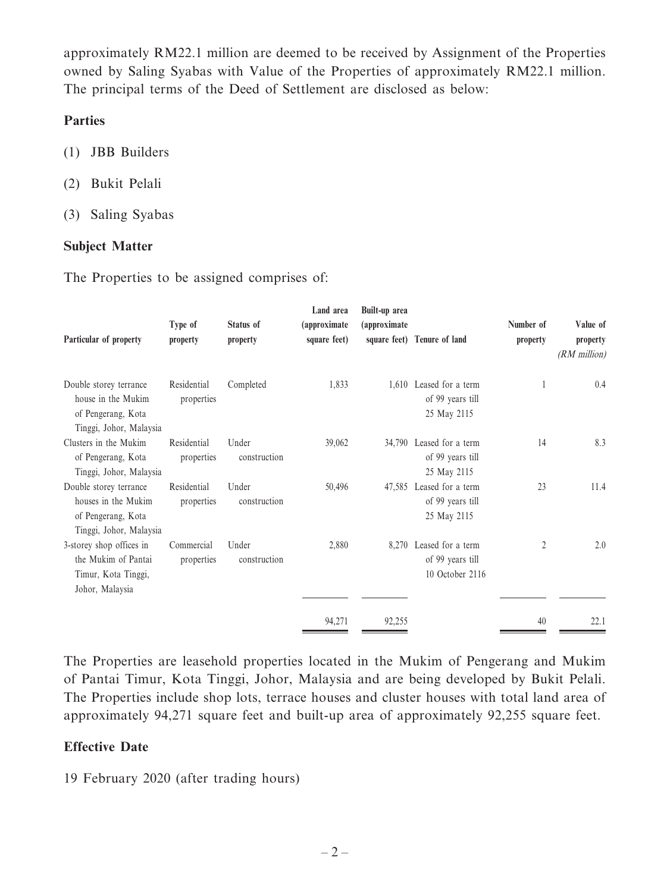approximately RM22.1 million are deemed to be received by Assignment of the Properties owned by Saling Syabas with Value of the Properties of approximately RM22.1 million. The principal terms of the Deed of Settlement are disclosed as below:

**Parties**

(1) JBB Builders

(2) Bukit Pelali

(3) Saling Syabas

**Subject Matter**

The Properties to be assigned comprises of:

| Particular of property | Type of property | Status of property | Land area (approximate square feet) | Built-up area (approximate square feet) | Tenure of land | Number of property | Value of property *(RM million)* |
|---|---|---|---|---|---|---|---|
| Double storey terrance house in the Mukim of Pengerang, Kota Tinggi, Johor, Malaysia | Residential properties | Completed | 1,833 | 1,610 | Leased for a term of 99 years till 25 May 2115 | 1 | 0.4 |
| Clusters in the Mukim of Pengerang, Kota Tinggi, Johor, Malaysia | Residential properties | Under construction | 39,062 | 34,790 | Leased for a term of 99 years till 25 May 2115 | 14 | 8.3 |
| Double storey terrance houses in the Mukim of Pengerang, Kota Tinggi, Johor, Malaysia | Residential properties | Under construction | 50,496 | 47,585 | Leased for a term of 99 years till 25 May 2115 | 23 | 11.4 |
| 3-storey shop offices in the Mukim of Pantai Timur, Kota Tinggi, Johor, Malaysia | Commercial properties | Under construction | 2,880 | 8,270 | Leased for a term of 99 years till 10 October 2116 | 2 | 2.0 |
| | | | 94,271 | 92,255 | | 40 | 22.1 |

The Properties are leasehold properties located in the Mukim of Pengerang and Mukim of Pantai Timur, Kota Tinggi, Johor, Malaysia and are being developed by Bukit Pelali. The Properties include shop lots, terrace houses and cluster houses with total land area of approximately 94,271 square feet and built-up area of approximately 92,255 square feet.

**Effective Date**

19 February 2020 (after trading hours)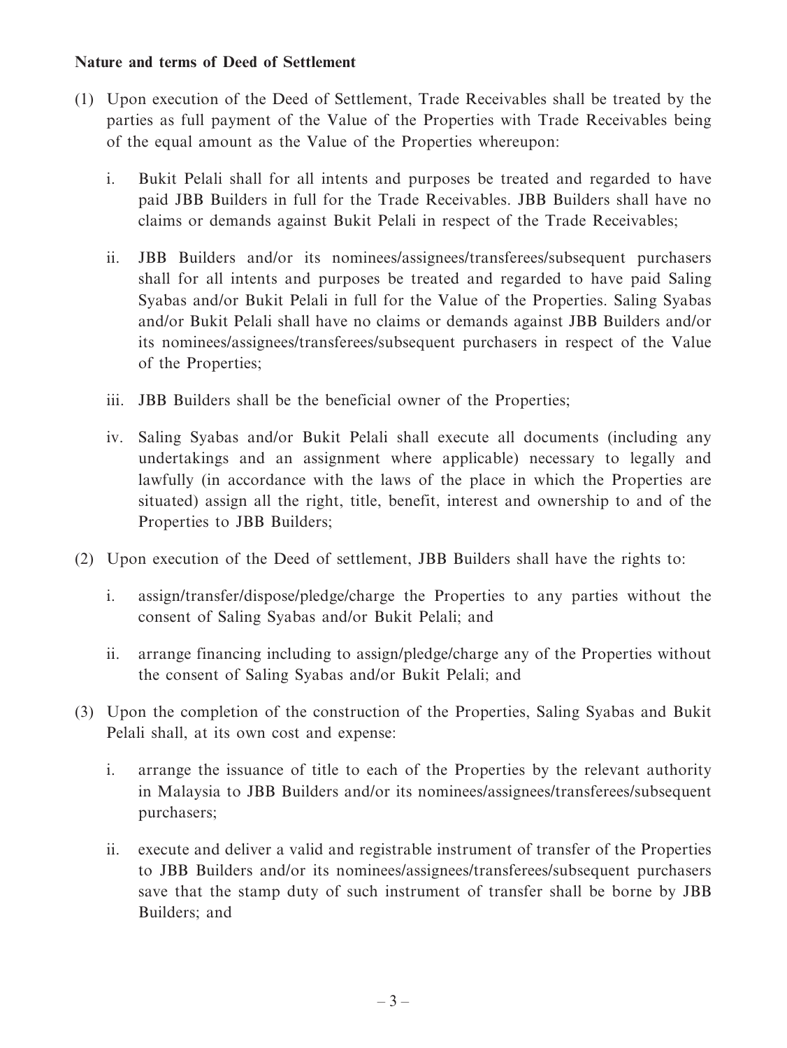**Nature and terms of Deed of Settlement**

(1) Upon execution of the Deed of Settlement, Trade Receivables shall be treated by the parties as full payment of the Value of the Properties with Trade Receivables being of the equal amount as the Value of the Properties whereupon:

   i. Bukit Pelali shall for all intents and purposes be treated and regarded to have paid JBB Builders in full for the Trade Receivables. JBB Builders shall have no claims or demands against Bukit Pelali in respect of the Trade Receivables;

   ii. JBB Builders and/or its nominees/assignees/transferees/subsequent purchasers shall for all intents and purposes be treated and regarded to have paid Saling Syabas and/or Bukit Pelali in full for the Value of the Properties. Saling Syabas and/or Bukit Pelali shall have no claims or demands against JBB Builders and/or its nominees/assignees/transferees/subsequent purchasers in respect of the Value of the Properties;

   iii. JBB Builders shall be the beneficial owner of the Properties;

   iv. Saling Syabas and/or Bukit Pelali shall execute all documents (including any undertakings and an assignment where applicable) necessary to legally and lawfully (in accordance with the laws of the place in which the Properties are situated) assign all the right, title, benefit, interest and ownership to and of the Properties to JBB Builders;

(2) Upon execution of the Deed of settlement, JBB Builders shall have the rights to:

   i. assign/transfer/dispose/pledge/charge the Properties to any parties without the consent of Saling Syabas and/or Bukit Pelali; and

   ii. arrange financing including to assign/pledge/charge any of the Properties without the consent of Saling Syabas and/or Bukit Pelali; and

(3) Upon the completion of the construction of the Properties, Saling Syabas and Bukit Pelali shall, at its own cost and expense:

   i. arrange the issuance of title to each of the Properties by the relevant authority in Malaysia to JBB Builders and/or its nominees/assignees/transferees/subsequent purchasers;

   ii. execute and deliver a valid and registrable instrument of transfer of the Properties to JBB Builders and/or its nominees/assignees/transferees/subsequent purchasers save that the stamp duty of such instrument of transfer shall be borne by JBB Builders; and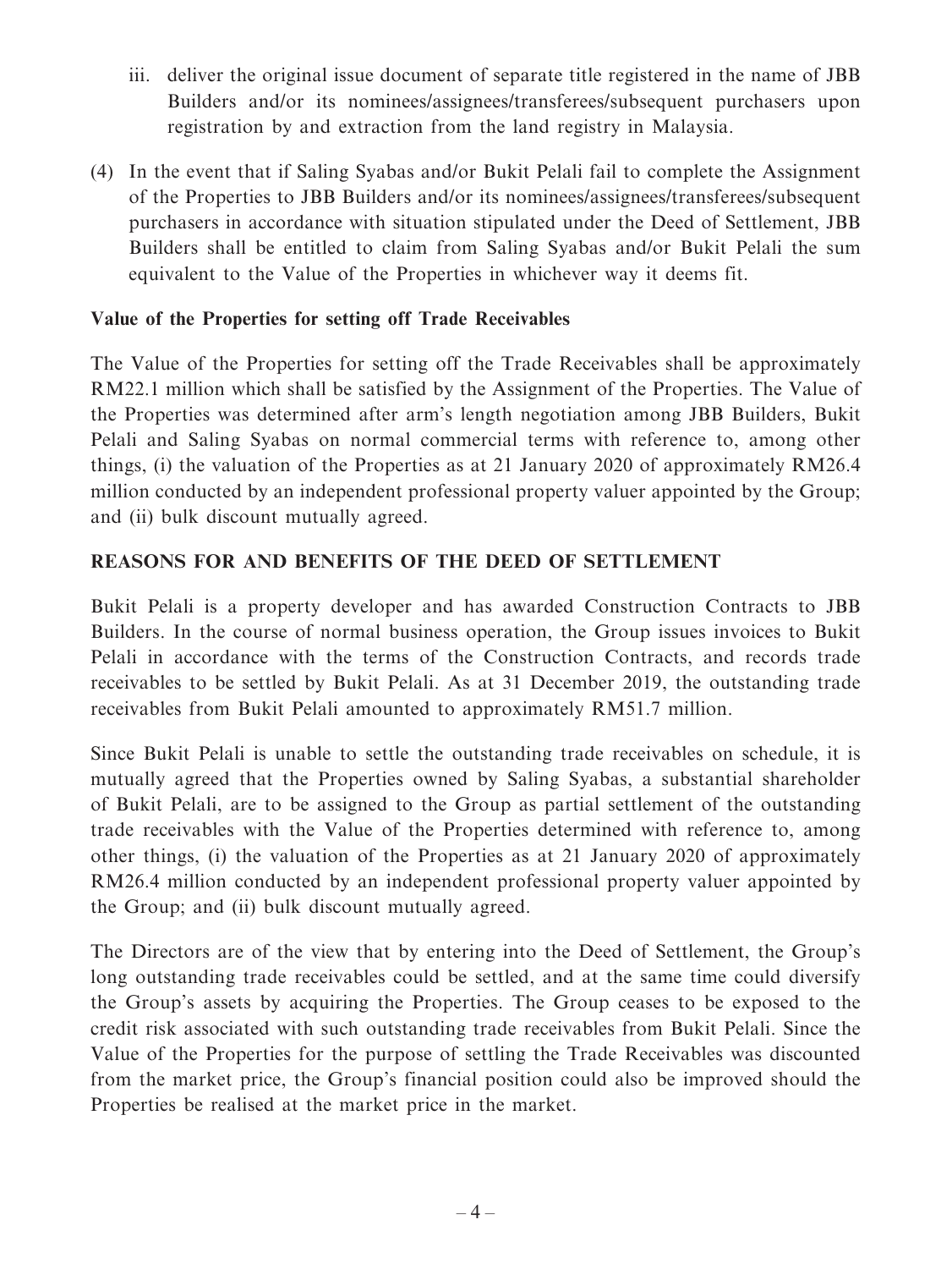iii. deliver the original issue document of separate title registered in the name of JBB Builders and/or its nominees/assignees/transferees/subsequent purchasers upon registration by and extraction from the land registry in Malaysia.

(4) In the event that if Saling Syabas and/or Bukit Pelali fail to complete the Assignment of the Properties to JBB Builders and/or its nominees/assignees/transferees/subsequent purchasers in accordance with situation stipulated under the Deed of Settlement, JBB Builders shall be entitled to claim from Saling Syabas and/or Bukit Pelali the sum equivalent to the Value of the Properties in whichever way it deems fit.

**Value of the Properties for setting off Trade Receivables**

The Value of the Properties for setting off the Trade Receivables shall be approximately RM22.1 million which shall be satisfied by the Assignment of the Properties. The Value of the Properties was determined after arm's length negotiation among JBB Builders, Bukit Pelali and Saling Syabas on normal commercial terms with reference to, among other things, (i) the valuation of the Properties as at 21 January 2020 of approximately RM26.4 million conducted by an independent professional property valuer appointed by the Group; and (ii) bulk discount mutually agreed.

## REASONS FOR AND BENEFITS OF THE DEED OF SETTLEMENT

Bukit Pelali is a property developer and has awarded Construction Contracts to JBB Builders. In the course of normal business operation, the Group issues invoices to Bukit Pelali in accordance with the terms of the Construction Contracts, and records trade receivables to be settled by Bukit Pelali. As at 31 December 2019, the outstanding trade receivables from Bukit Pelali amounted to approximately RM51.7 million.

Since Bukit Pelali is unable to settle the outstanding trade receivables on schedule, it is mutually agreed that the Properties owned by Saling Syabas, a substantial shareholder of Bukit Pelali, are to be assigned to the Group as partial settlement of the outstanding trade receivables with the Value of the Properties determined with reference to, among other things, (i) the valuation of the Properties as at 21 January 2020 of approximately RM26.4 million conducted by an independent professional property valuer appointed by the Group; and (ii) bulk discount mutually agreed.

The Directors are of the view that by entering into the Deed of Settlement, the Group's long outstanding trade receivables could be settled, and at the same time could diversify the Group's assets by acquiring the Properties. The Group ceases to be exposed to the credit risk associated with such outstanding trade receivables from Bukit Pelali. Since the Value of the Properties for the purpose of settling the Trade Receivables was discounted from the market price, the Group's financial position could also be improved should the Properties be realised at the market price in the market.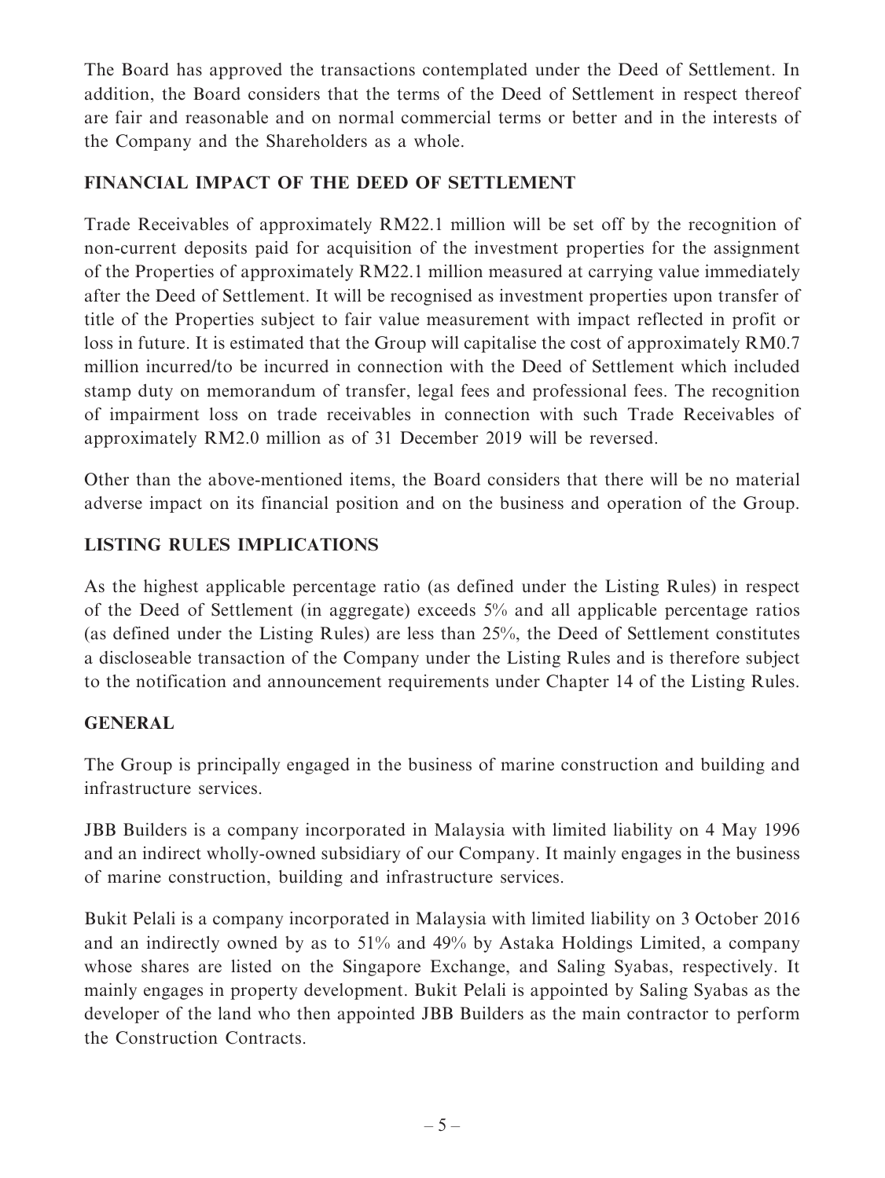The Board has approved the transactions contemplated under the Deed of Settlement. In addition, the Board considers that the terms of the Deed of Settlement in respect thereof are fair and reasonable and on normal commercial terms or better and in the interests of the Company and the Shareholders as a whole.

## FINANCIAL IMPACT OF THE DEED OF SETTLEMENT

Trade Receivables of approximately RM22.1 million will be set off by the recognition of non-current deposits paid for acquisition of the investment properties for the assignment of the Properties of approximately RM22.1 million measured at carrying value immediately after the Deed of Settlement. It will be recognised as investment properties upon transfer of title of the Properties subject to fair value measurement with impact reflected in profit or loss in future. It is estimated that the Group will capitalise the cost of approximately RM0.7 million incurred/to be incurred in connection with the Deed of Settlement which included stamp duty on memorandum of transfer, legal fees and professional fees. The recognition of impairment loss on trade receivables in connection with such Trade Receivables of approximately RM2.0 million as of 31 December 2019 will be reversed.

Other than the above-mentioned items, the Board considers that there will be no material adverse impact on its financial position and on the business and operation of the Group.

## LISTING RULES IMPLICATIONS

As the highest applicable percentage ratio (as defined under the Listing Rules) in respect of the Deed of Settlement (in aggregate) exceeds 5% and all applicable percentage ratios (as defined under the Listing Rules) are less than 25%, the Deed of Settlement constitutes a discloseable transaction of the Company under the Listing Rules and is therefore subject to the notification and announcement requirements under Chapter 14 of the Listing Rules.

## GENERAL

The Group is principally engaged in the business of marine construction and building and infrastructure services.

JBB Builders is a company incorporated in Malaysia with limited liability on 4 May 1996 and an indirect wholly-owned subsidiary of our Company. It mainly engages in the business of marine construction, building and infrastructure services.

Bukit Pelali is a company incorporated in Malaysia with limited liability on 3 October 2016 and an indirectly owned by as to 51% and 49% by Astaka Holdings Limited, a company whose shares are listed on the Singapore Exchange, and Saling Syabas, respectively. It mainly engages in property development. Bukit Pelali is appointed by Saling Syabas as the developer of the land who then appointed JBB Builders as the main contractor to perform the Construction Contracts.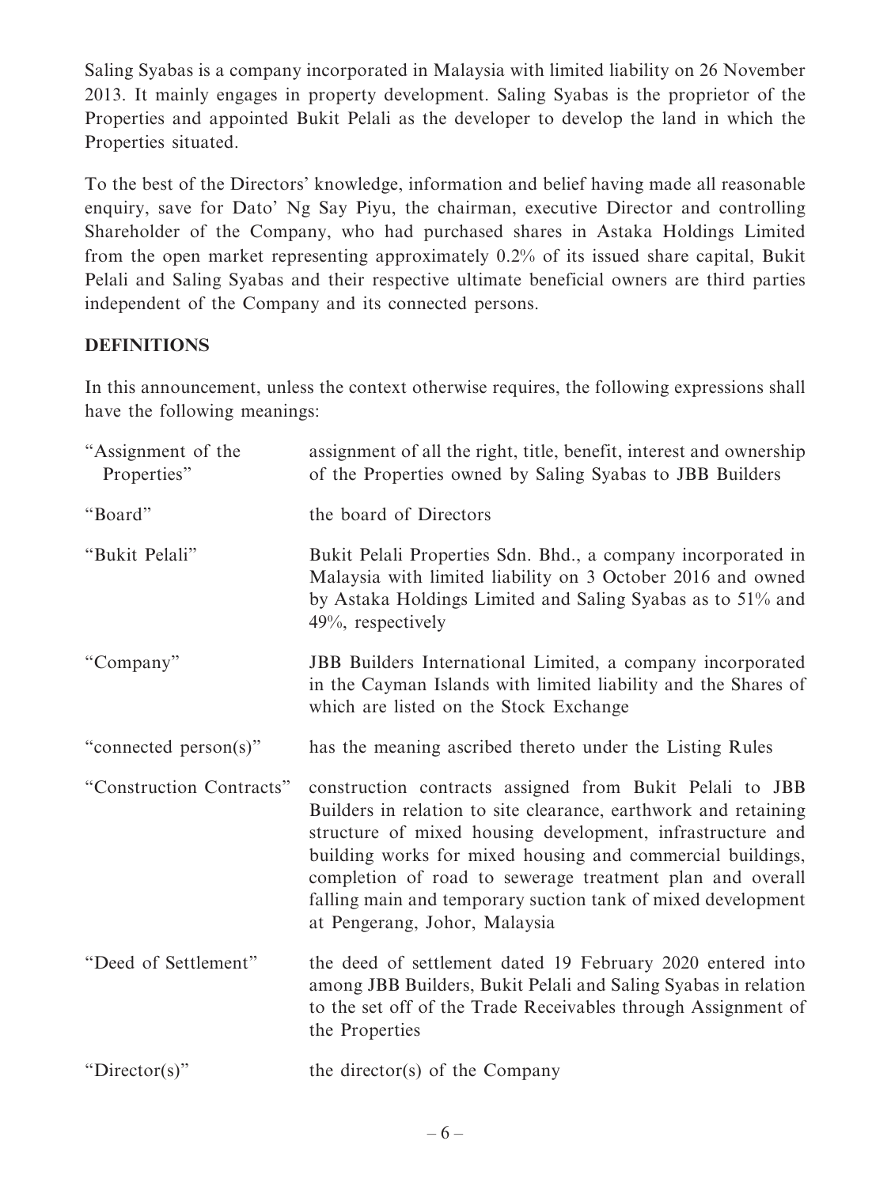Saling Syabas is a company incorporated in Malaysia with limited liability on 26 November 2013. It mainly engages in property development. Saling Syabas is the proprietor of the Properties and appointed Bukit Pelali as the developer to develop the land in which the Properties situated.

To the best of the Directors' knowledge, information and belief having made all reasonable enquiry, save for Dato' Ng Say Piyu, the chairman, executive Director and controlling Shareholder of the Company, who had purchased shares in Astaka Holdings Limited from the open market representing approximately 0.2% of its issued share capital, Bukit Pelali and Saling Syabas and their respective ultimate beneficial owners are third parties independent of the Company and its connected persons.

## DEFINITIONS

In this announcement, unless the context otherwise requires, the following expressions shall have the following meanings:

| | |
|---|---|
| "Assignment of the Properties" | assignment of all the right, title, benefit, interest and ownership of the Properties owned by Saling Syabas to JBB Builders |
| "Board" | the board of Directors |
| "Bukit Pelali" | Bukit Pelali Properties Sdn. Bhd., a company incorporated in Malaysia with limited liability on 3 October 2016 and owned by Astaka Holdings Limited and Saling Syabas as to 51% and 49%, respectively |
| "Company" | JBB Builders International Limited, a company incorporated in the Cayman Islands with limited liability and the Shares of which are listed on the Stock Exchange |
| "connected person(s)" | has the meaning ascribed thereto under the Listing Rules |
| "Construction Contracts" | construction contracts assigned from Bukit Pelali to JBB Builders in relation to site clearance, earthwork and retaining structure of mixed housing development, infrastructure and building works for mixed housing and commercial buildings, completion of road to sewerage treatment plan and overall falling main and temporary suction tank of mixed development at Pengerang, Johor, Malaysia |
| "Deed of Settlement" | the deed of settlement dated 19 February 2020 entered into among JBB Builders, Bukit Pelali and Saling Syabas in relation to the set off of the Trade Receivables through Assignment of the Properties |
| "Director(s)" | the director(s) of the Company |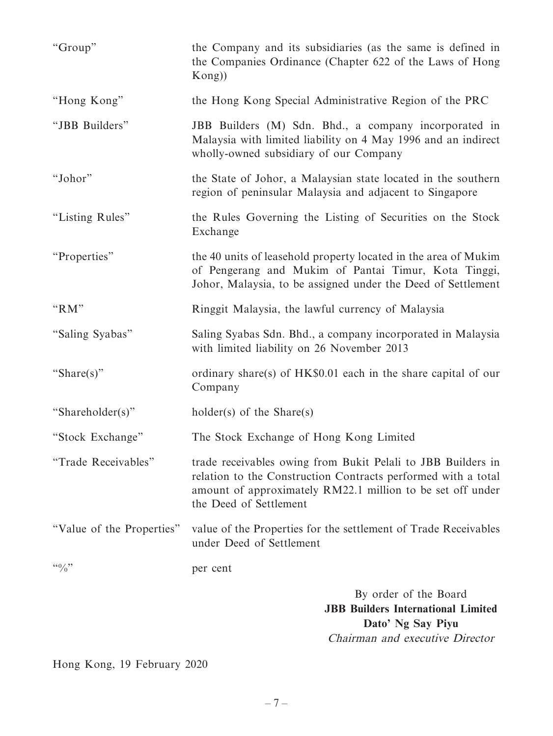| | |
|---|---|
| "Group" | the Company and its subsidiaries (as the same is defined in the Companies Ordinance (Chapter 622 of the Laws of Hong Kong)) |
| "Hong Kong" | the Hong Kong Special Administrative Region of the PRC |
| "JBB Builders" | JBB Builders (M) Sdn. Bhd., a company incorporated in Malaysia with limited liability on 4 May 1996 and an indirect wholly-owned subsidiary of our Company |
| "Johor" | the State of Johor, a Malaysian state located in the southern region of peninsular Malaysia and adjacent to Singapore |
| "Listing Rules" | the Rules Governing the Listing of Securities on the Stock Exchange |
| "Properties" | the 40 units of leasehold property located in the area of Mukim of Pengerang and Mukim of Pantai Timur, Kota Tinggi, Johor, Malaysia, to be assigned under the Deed of Settlement |
| "RM" | Ringgit Malaysia, the lawful currency of Malaysia |
| "Saling Syabas" | Saling Syabas Sdn. Bhd., a company incorporated in Malaysia with limited liability on 26 November 2013 |
| "Share(s)" | ordinary share(s) of HK$0.01 each in the share capital of our Company |
| "Shareholder(s)" | holder(s) of the Share(s) |
| "Stock Exchange" | The Stock Exchange of Hong Kong Limited |
| "Trade Receivables" | trade receivables owing from Bukit Pelali to JBB Builders in relation to the Construction Contracts performed with a total amount of approximately RM22.1 million to be set off under the Deed of Settlement |
| "Value of the Properties" | value of the Properties for the settlement of Trade Receivables under Deed of Settlement |
| "%" | per cent |

By order of the Board
**JBB Builders International Limited**
**Dato' Ng Say Piyu**
*Chairman and executive Director*

Hong Kong, 19 February 2020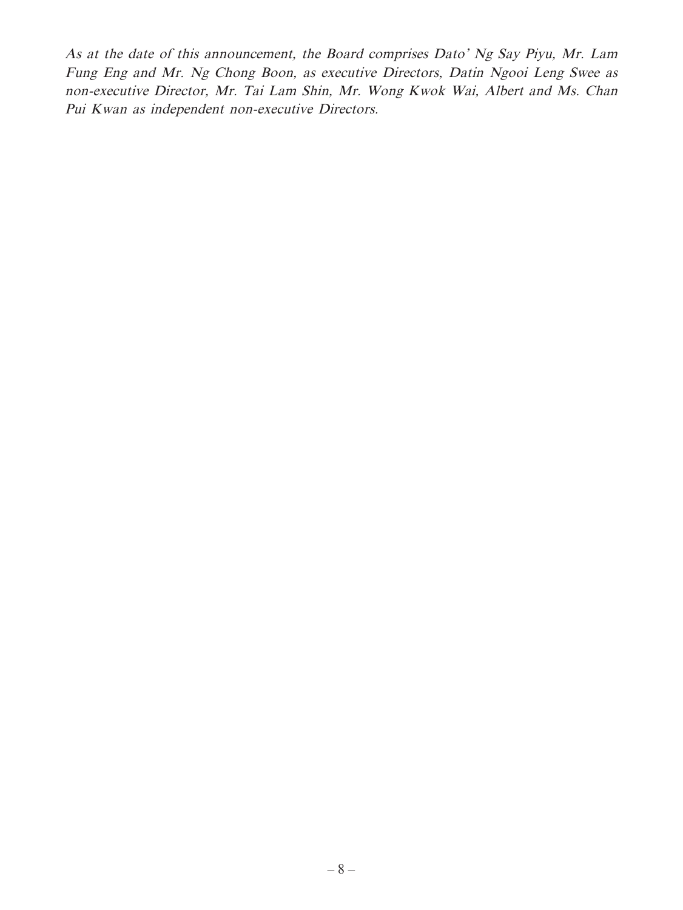*As at the date of this announcement, the Board comprises Dato' Ng Say Piyu, Mr. Lam Fung Eng and Mr. Ng Chong Boon, as executive Directors, Datin Ngooi Leng Swee as non-executive Director, Mr. Tai Lam Shin, Mr. Wong Kwok Wai, Albert and Ms. Chan Pui Kwan as independent non-executive Directors.*